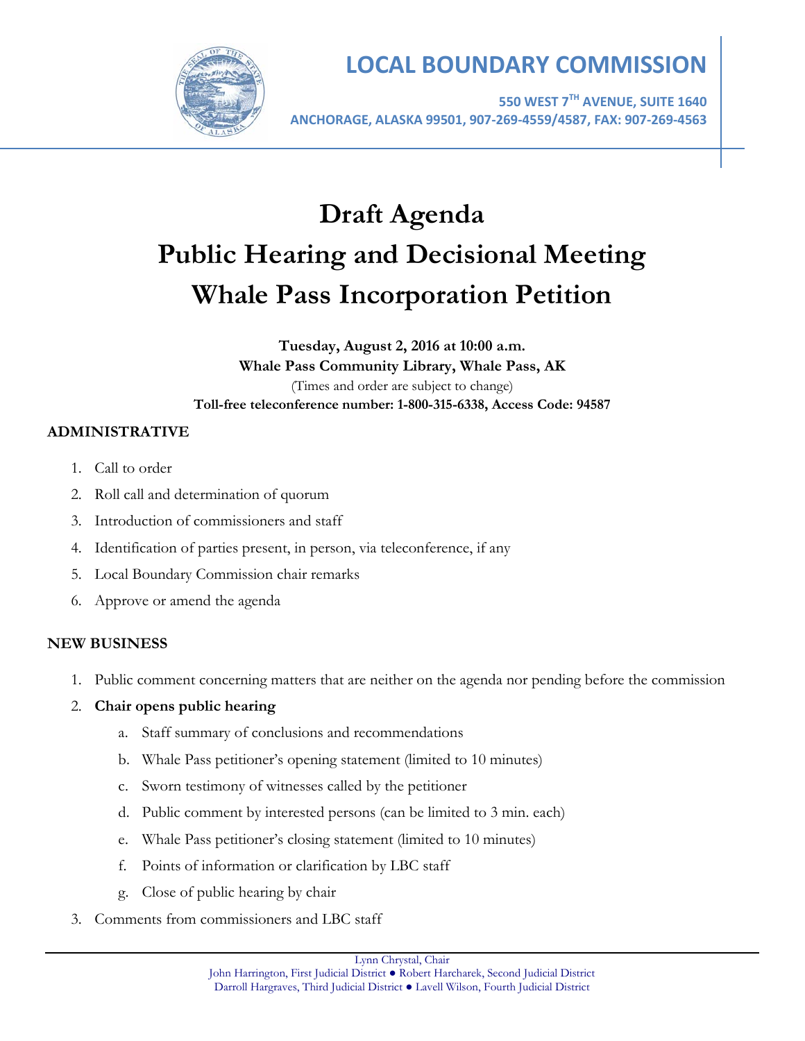# LOCAL BOUNDARY COMMISSION

**550 WEST 7TH AVENUE, SUITE 1640**
**ANCHORAGE, ALASKA 99501, 907-269-4559/4587, FAX: 907-269-4563**

# Draft Agenda
# Public Hearing and Decisional Meeting
# Whale Pass Incorporation Petition

**Tuesday, August 2, 2016 at 10:00 a.m.**
**Whale Pass Community Library, Whale Pass, AK**
(Times and order are subject to change)
**Toll-free teleconference number: 1-800-315-6338, Access Code: 94587**

## ADMINISTRATIVE

1. Call to order
2. Roll call and determination of quorum
3. Introduction of commissioners and staff
4. Identification of parties present, in person, via teleconference, if any
5. Local Boundary Commission chair remarks
6. Approve or amend the agenda

## NEW BUSINESS

1. Public comment concerning matters that are neither on the agenda nor pending before the commission
2. **Chair opens public hearing**
   a. Staff summary of conclusions and recommendations
   b. Whale Pass petitioner's opening statement (limited to 10 minutes)
   c. Sworn testimony of witnesses called by the petitioner
   d. Public comment by interested persons (can be limited to 3 min. each)
   e. Whale Pass petitioner's closing statement (limited to 10 minutes)
   f. Points of information or clarification by LBC staff
   g. Close of public hearing by chair
3. Comments from commissioners and LBC staff

Lynn Chrystal, Chair
John Harrington, First Judicial District ● Robert Harcharek, Second Judicial District
Darroll Hargraves, Third Judicial District ● Lavell Wilson, Fourth Judicial District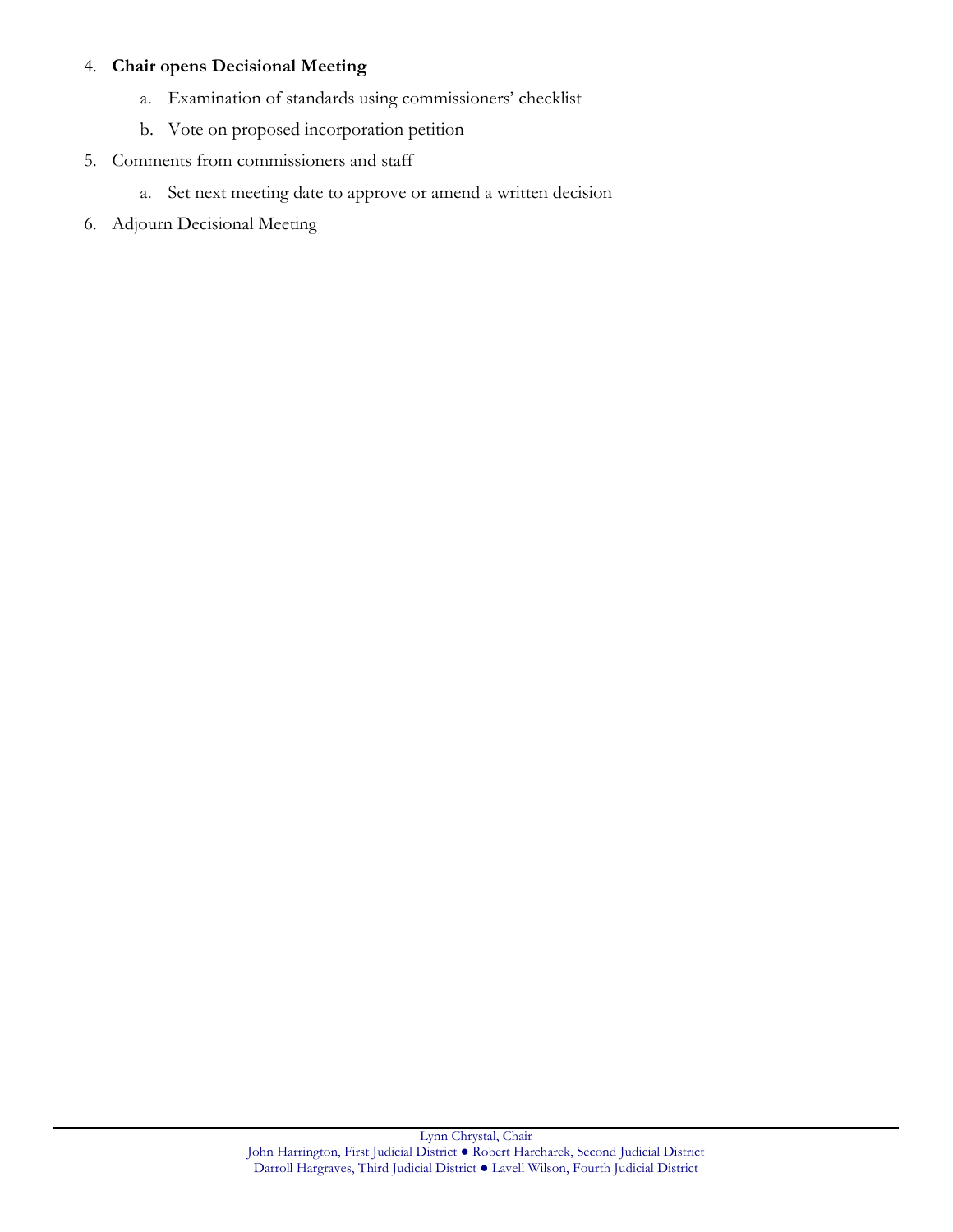4. **Chair opens Decisional Meeting**
    a. Examination of standards using commissioners' checklist
    b. Vote on proposed incorporation petition
5. Comments from commissioners and staff
    a. Set next meeting date to approve or amend a written decision
6. Adjourn Decisional Meeting